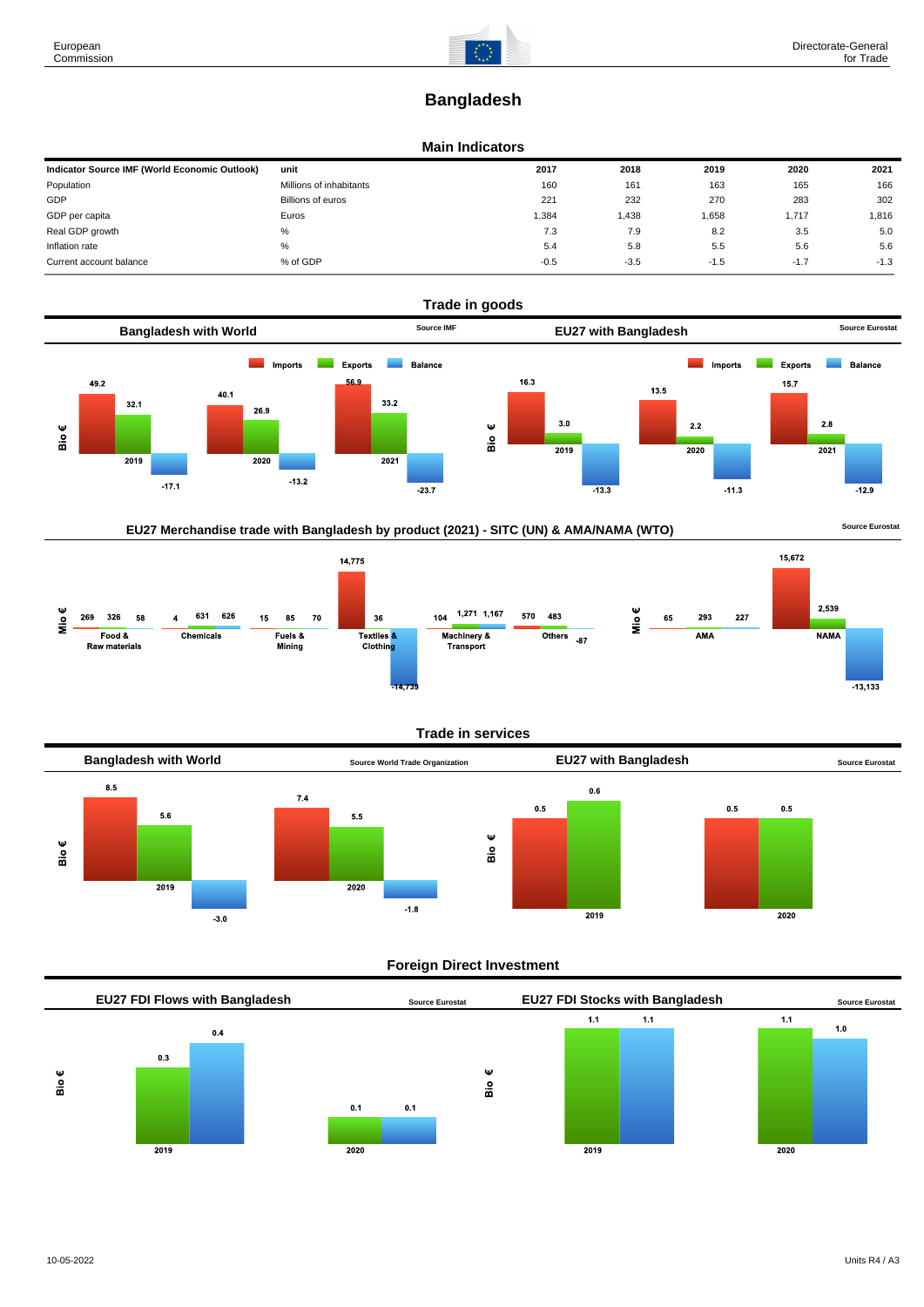# Bangladesh

## Main Indicators

| Indicator Source IMF (World Economic Outlook) | unit | 2017 | 2018 | 2019 | 2020 | 2021 |
|---|---|---|---|---|---|---|
| Population | Millions of inhabitants | 160 | 161 | 163 | 165 | 166 |
| GDP | Billions of euros | 221 | 232 | 270 | 283 | 302 |
| GDP per capita | Euros | 1,384 | 1,438 | 1,658 | 1,717 | 1,816 |
| Real GDP growth | % | 7.3 | 7.9 | 8.2 | 3.5 | 5.0 |
| Inflation rate | % | 5.4 | 5.8 | 5.5 | 5.6 | 5.6 |
| Current account balance | % of GDP | -0.5 | -3.5 | -1.5 | -1.7 | -1.3 |

## Trade in goods

### Bangladesh with World

Source IMF

| Bio € | Imports | Exports | Balance |
|---|---|---|---|
| 2019 | 49.2 | 32.1 | -17.1 |
| 2020 | 40.1 | 26.9 | -13.2 |
| 2021 | 56.9 | 33.2 | -23.7 |

### EU27 with Bangladesh

Source Eurostat

| Bio € | Imports | Exports | Balance |
|---|---|---|---|
| 2019 | 16.3 | 3.0 | -13.3 |
| 2020 | 13.5 | 2.2 | -11.3 |
| 2021 | 15.7 | 2.8 | -12.9 |

### EU27 Merchandise trade with Bangladesh by product (2021) - SITC (UN) & AMA/NAMA (WTO)

Source Eurostat

| Mio € | Imports | Exports | Balance |
|---|---|---|---|
| Food & Raw materials | 269 | 326 | 58 |
| Chemicals | 4 | 631 | 626 |
| Fuels & Mining | 15 | 85 | 70 |
| Textiles & Clothing | 14,775 | 36 | -14,739 |
| Machinery & Transport | 104 | 1,271 | 1,167 |
| Others | 570 | 483 | -87 |

| Mio € | Imports | Exports | Balance |
|---|---|---|---|
| AMA | 65 | 293 | 227 |
| NAMA | 15,672 | 2,539 | -13,133 |

## Trade in services

### Bangladesh with World

Source World Trade Organization

| Bio € | Imports | Exports | Balance |
|---|---|---|---|
| 2019 | 8.5 | 5.6 | -3.0 |
| 2020 | 7.4 | 5.5 | -1.8 |

### EU27 with Bangladesh

Source Eurostat

| Bio € | Imports | Exports |
|---|---|---|
| 2019 | 0.5 | 0.6 |
| 2020 | 0.5 | 0.5 |

## Foreign Direct Investment

### EU27 FDI Flows with Bangladesh

Source Eurostat

| Bio € | Outward | Inward |
|---|---|---|
| 2019 | 0.3 | 0.4 |
| 2020 | 0.1 | 0.1 |

### EU27 FDI Stocks with Bangladesh

Source Eurostat

| Bio € | Outward | Inward |
|---|---|---|
| 2019 | 1.1 | 1.1 |
| 2020 | 1.1 | 1.0 |

10-05-2022

Units R4 / A3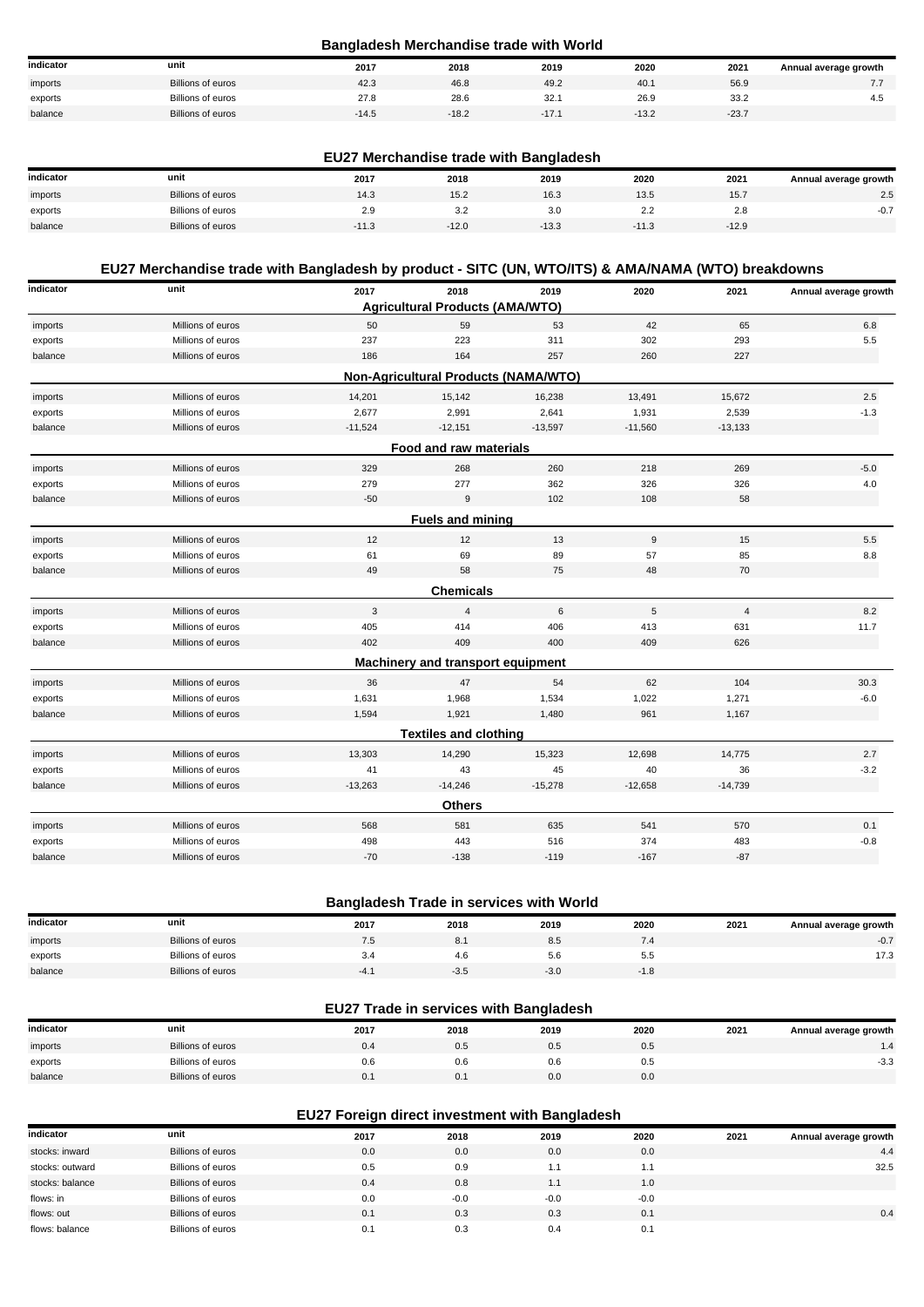## Bangladesh Merchandise trade with World

| indicator | unit | 2017 | 2018 | 2019 | 2020 | 2021 | Annual average growth |
|---|---|---|---|---|---|---|---|
| imports | Billions of euros | 42.3 | 46.8 | 49.2 | 40.1 | 56.9 | 7.7 |
| exports | Billions of euros | 27.8 | 28.6 | 32.1 | 26.9 | 33.2 | 4.5 |
| balance | Billions of euros | -14.5 | -18.2 | -17.1 | -13.2 | -23.7 | |

## EU27 Merchandise trade with Bangladesh

| indicator | unit | 2017 | 2018 | 2019 | 2020 | 2021 | Annual average growth |
|---|---|---|---|---|---|---|---|
| imports | Billions of euros | 14.3 | 15.2 | 16.3 | 13.5 | 15.7 | 2.5 |
| exports | Billions of euros | 2.9 | 3.2 | 3.0 | 2.2 | 2.8 | -0.7 |
| balance | Billions of euros | -11.3 | -12.0 | -13.3 | -11.3 | -12.9 | |

## EU27 Merchandise trade with Bangladesh by product - SITC (UN, WTO/ITS) & AMA/NAMA (WTO) breakdowns

| indicator | unit | 2017 | 2018 | 2019 | 2020 | 2021 | Annual average growth |
|---|---|---|---|---|---|---|---|
| | | | **Agricultural Products (AMA/WTO)** | | | | |
| imports | Millions of euros | 50 | 59 | 53 | 42 | 65 | 6.8 |
| exports | Millions of euros | 237 | 223 | 311 | 302 | 293 | 5.5 |
| balance | Millions of euros | 186 | 164 | 257 | 260 | 227 | |
| | | | **Non-Agricultural Products (NAMA/WTO)** | | | | |
| imports | Millions of euros | 14,201 | 15,142 | 16,238 | 13,491 | 15,672 | 2.5 |
| exports | Millions of euros | 2,677 | 2,991 | 2,641 | 1,931 | 2,539 | -1.3 |
| balance | Millions of euros | -11,524 | -12,151 | -13,597 | -11,560 | -13,133 | |
| | | | **Food and raw materials** | | | | |
| imports | Millions of euros | 329 | 268 | 260 | 218 | 269 | -5.0 |
| exports | Millions of euros | 279 | 277 | 362 | 326 | 326 | 4.0 |
| balance | Millions of euros | -50 | 9 | 102 | 108 | 58 | |
| | | | **Fuels and mining** | | | | |
| imports | Millions of euros | 12 | 12 | 13 | 9 | 15 | 5.5 |
| exports | Millions of euros | 61 | 69 | 89 | 57 | 85 | 8.8 |
| balance | Millions of euros | 49 | 58 | 75 | 48 | 70 | |
| | | | **Chemicals** | | | | |
| imports | Millions of euros | 3 | 4 | 6 | 5 | 4 | 8.2 |
| exports | Millions of euros | 405 | 414 | 406 | 413 | 631 | 11.7 |
| balance | Millions of euros | 402 | 409 | 400 | 409 | 626 | |
| | | | **Machinery and transport equipment** | | | | |
| imports | Millions of euros | 36 | 47 | 54 | 62 | 104 | 30.3 |
| exports | Millions of euros | 1,631 | 1,968 | 1,534 | 1,022 | 1,271 | -6.0 |
| balance | Millions of euros | 1,594 | 1,921 | 1,480 | 961 | 1,167 | |
| | | | **Textiles and clothing** | | | | |
| imports | Millions of euros | 13,303 | 14,290 | 15,323 | 12,698 | 14,775 | 2.7 |
| exports | Millions of euros | 41 | 43 | 45 | 40 | 36 | -3.2 |
| balance | Millions of euros | -13,263 | -14,246 | -15,278 | -12,658 | -14,739 | |
| | | | **Others** | | | | |
| imports | Millions of euros | 568 | 581 | 635 | 541 | 570 | 0.1 |
| exports | Millions of euros | 498 | 443 | 516 | 374 | 483 | -0.8 |
| balance | Millions of euros | -70 | -138 | -119 | -167 | -87 | |

## Bangladesh Trade in services with World

| indicator | unit | 2017 | 2018 | 2019 | 2020 | 2021 | Annual average growth |
|---|---|---|---|---|---|---|---|
| imports | Billions of euros | 7.5 | 8.1 | 8.5 | 7.4 | | -0.7 |
| exports | Billions of euros | 3.4 | 4.6 | 5.6 | 5.5 | | 17.3 |
| balance | Billions of euros | -4.1 | -3.5 | -3.0 | -1.8 | | |

## EU27 Trade in services with Bangladesh

| indicator | unit | 2017 | 2018 | 2019 | 2020 | 2021 | Annual average growth |
|---|---|---|---|---|---|---|---|
| imports | Billions of euros | 0.4 | 0.5 | 0.5 | 0.5 | | 1.4 |
| exports | Billions of euros | 0.6 | 0.6 | 0.6 | 0.5 | | -3.3 |
| balance | Billions of euros | 0.1 | 0.1 | 0.0 | 0.0 | | |

## EU27 Foreign direct investment with Bangladesh

| indicator | unit | 2017 | 2018 | 2019 | 2020 | 2021 | Annual average growth |
|---|---|---|---|---|---|---|---|
| stocks: inward | Billions of euros | 0.0 | 0.0 | 0.0 | 0.0 | | 4.4 |
| stocks: outward | Billions of euros | 0.5 | 0.9 | 1.1 | 1.1 | | 32.5 |
| stocks: balance | Billions of euros | 0.4 | 0.8 | 1.1 | 1.0 | | |
| flows: in | Billions of euros | 0.0 | -0.0 | -0.0 | -0.0 | | |
| flows: out | Billions of euros | 0.1 | 0.3 | 0.3 | 0.1 | | 0.4 |
| flows: balance | Billions of euros | 0.1 | 0.3 | 0.4 | 0.1 | | |